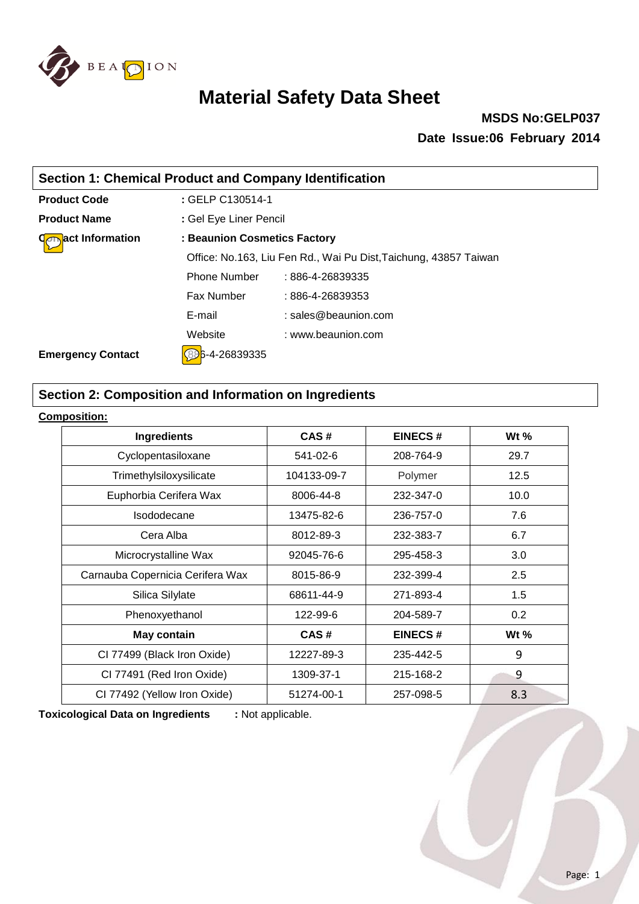# Material Safety Data Sheet

**MSDS No:GELP037**

**Date Issue:06 February 2014**

## Section 1: Chemical Product and Company Identification

**Product Code** : GELP C130514-1

**Product Name** : Gel Eye Liner Pencil

**Contact Information** : **Beaunion Cosmetics Factory**

Office: No.163, Liu Fen Rd., Wai Pu Dist,Taichung, 43857 Taiwan

Phone Number : 886-4-26839335

Fax Number : 886-4-26839353

E-mail : sales@beaunion.com

Website : www.beaunion.com

**Emergency Contact** : 886-4-26839335

## Section 2: Composition and Information on Ingredients

**Composition:**

| Ingredients | CAS # | EINECS # | Wt % |
|---|---|---|---|
| Cyclopentasiloxane | 541-02-6 | 208-764-9 | 29.7 |
| Trimethylsiloxysilicate | 104133-09-7 | Polymer | 12.5 |
| Euphorbia Cerifera Wax | 8006-44-8 | 232-347-0 | 10.0 |
| Isododecane | 13475-82-6 | 236-757-0 | 7.6 |
| Cera Alba | 8012-89-3 | 232-383-7 | 6.7 |
| Microcrystalline Wax | 92045-76-6 | 295-458-3 | 3.0 |
| Carnauba Copernicia Cerifera Wax | 8015-86-9 | 232-399-4 | 2.5 |
| Silica Silylate | 68611-44-9 | 271-893-4 | 1.5 |
| Phenoxyethanol | 122-99-6 | 204-589-7 | 0.2 |
| **May contain** | **CAS #** | **EINECS #** | **Wt %** |
| CI 77499 (Black Iron Oxide) | 12227-89-3 | 235-442-5 | 9 |
| CI 77491 (Red Iron Oxide) | 1309-37-1 | 215-168-2 | 9 |
| CI 77492 (Yellow Iron Oxide) | 51274-00-1 | 257-098-5 | 8.3 |

**Toxicological Data on Ingredients** : Not applicable.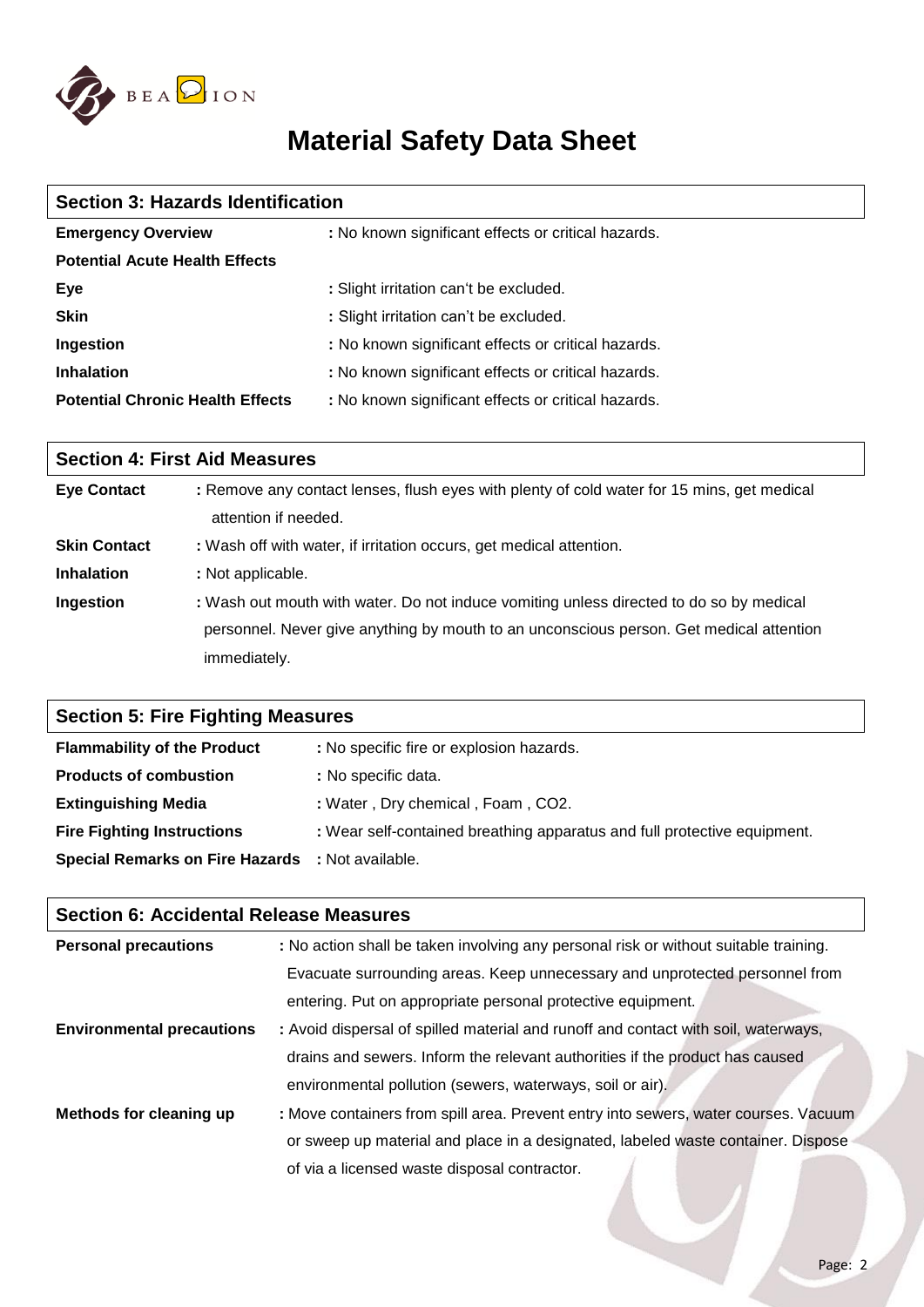# Material Safety Data Sheet

## Section 3: Hazards Identification

| | |
|---|---|
| **Emergency Overview** | : No known significant effects or critical hazards. |
| **Potential Acute Health Effects** | |
| **Eye** | : Slight irritation can't be excluded. |
| **Skin** | : Slight irritation can't be excluded. |
| **Ingestion** | : No known significant effects or critical hazards. |
| **Inhalation** | : No known significant effects or critical hazards. |
| **Potential Chronic Health Effects** | : No known significant effects or critical hazards. |

## Section 4: First Aid Measures

| | |
|---|---|
| **Eye Contact** | : Remove any contact lenses, flush eyes with plenty of cold water for 15 mins, get medical attention if needed. |
| **Skin Contact** | : Wash off with water, if irritation occurs, get medical attention. |
| **Inhalation** | : Not applicable. |
| **Ingestion** | : Wash out mouth with water. Do not induce vomiting unless directed to do so by medical personnel. Never give anything by mouth to an unconscious person. Get medical attention immediately. |

## Section 5: Fire Fighting Measures

| | |
|---|---|
| **Flammability of the Product** | : No specific fire or explosion hazards. |
| **Products of combustion** | : No specific data. |
| **Extinguishing Media** | : Water , Dry chemical , Foam , $CO_2$. |
| **Fire Fighting Instructions** | : Wear self-contained breathing apparatus and full protective equipment. |
| **Special Remarks on Fire Hazards** | : Not available. |

## Section 6: Accidental Release Measures

| | |
|---|---|
| **Personal precautions** | : No action shall be taken involving any personal risk or without suitable training. Evacuate surrounding areas. Keep unnecessary and unprotected personnel from entering. Put on appropriate personal protective equipment. |
| **Environmental precautions** | : Avoid dispersal of spilled material and runoff and contact with soil, waterways, drains and sewers. Inform the relevant authorities if the product has caused environmental pollution (sewers, waterways, soil or air). |
| **Methods for cleaning up** | : Move containers from spill area. Prevent entry into sewers, water courses. Vacuum or sweep up material and place in a designated, labeled waste container. Dispose of via a licensed waste disposal contractor. |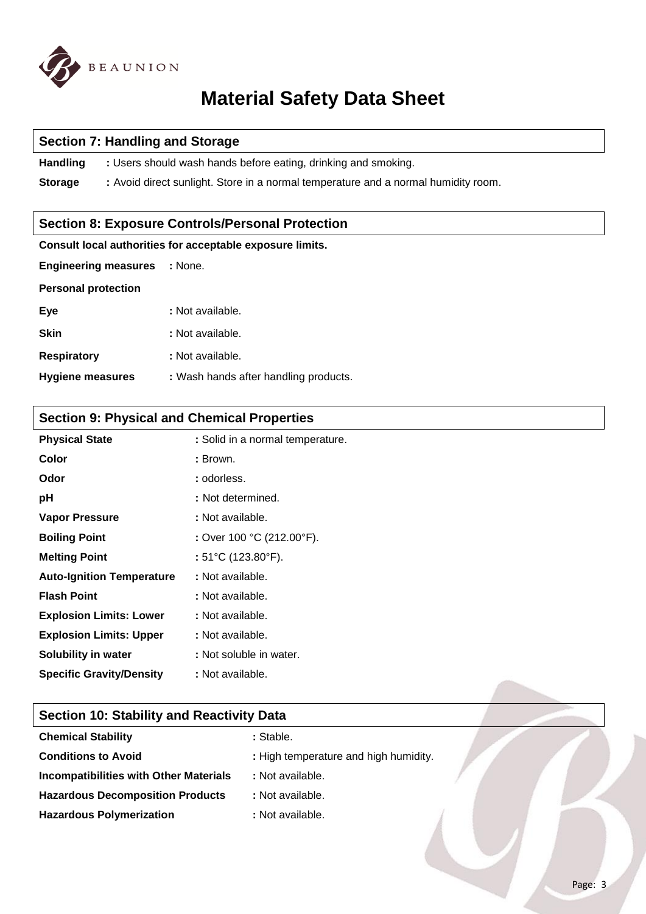# Material Safety Data Sheet

## Section 7: Handling and Storage

**Handling** : Users should wash hands before eating, drinking and smoking.

**Storage** : Avoid direct sunlight. Store in a normal temperature and a normal humidity room.

## Section 8: Exposure Controls/Personal Protection

**Consult local authorities for acceptable exposure limits.**

**Engineering measures** : None.

**Personal protection**

**Eye** : Not available.

**Skin** : Not available.

**Respiratory** : Not available.

**Hygiene measures** : Wash hands after handling products.

## Section 9: Physical and Chemical Properties

**Physical State** : Solid in a normal temperature.

**Color** : Brown.

**Odor** : odorless.

**pH** : Not determined.

**Vapor Pressure** : Not available.

**Boiling Point** : Over 100 °C (212.00°F).

**Melting Point** : 51°C (123.80°F).

**Auto-Ignition Temperature** : Not available.

**Flash Point** : Not available.

**Explosion Limits: Lower** : Not available.

**Explosion Limits: Upper** : Not available.

**Solubility in water** : Not soluble in water.

**Specific Gravity/Density** : Not available.

## Section 10: Stability and Reactivity Data

**Chemical Stability** : Stable.

**Conditions to Avoid** : High temperature and high humidity.

**Incompatibilities with Other Materials** : Not available.

**Hazardous Decomposition Products** : Not available.

**Hazardous Polymerization** : Not available.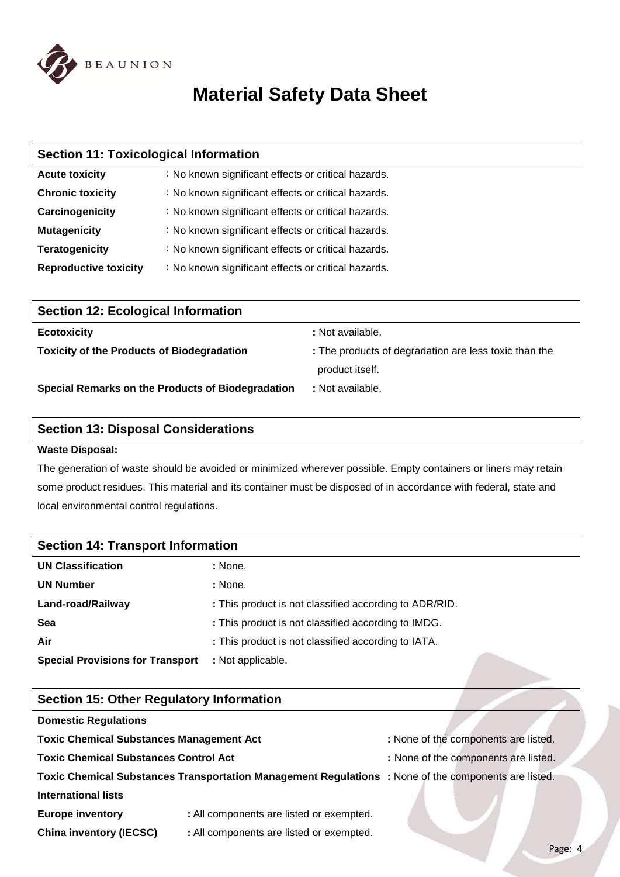# Material Safety Data Sheet

## Section 11: Toxicological Information

| | |
|---|---|
| **Acute toxicity** | ：No known significant effects or critical hazards. |
| **Chronic toxicity** | ：No known significant effects or critical hazards. |
| **Carcinogenicity** | ：No known significant effects or critical hazards. |
| **Mutagenicity** | ：No known significant effects or critical hazards. |
| **Teratogenicity** | ：No known significant effects or critical hazards. |
| **Reproductive toxicity** | ：No known significant effects or critical hazards. |

## Section 12: Ecological Information

| | |
|---|---|
| **Ecotoxicity** | **:** Not available. |
| **Toxicity of the Products of Biodegradation** | **:** The products of degradation are less toxic than the product itself. |
| **Special Remarks on the Products of Biodegradation** | **:** Not available. |

## Section 13: Disposal Considerations

**Waste Disposal:**

The generation of waste should be avoided or minimized wherever possible. Empty containers or liners may retain some product residues. This material and its container must be disposed of in accordance with federal, state and local environmental control regulations.

## Section 14: Transport Information

| | |
|---|---|
| **UN Classification** | **:** None. |
| **UN Number** | **:** None. |
| **Land-road/Railway** | **:** This product is not classified according to ADR/RID. |
| **Sea** | **:** This product is not classified according to IMDG. |
| **Air** | **:** This product is not classified according to IATA. |
| **Special Provisions for Transport** | **:** Not applicable. |

## Section 15: Other Regulatory Information

**Domestic Regulations**

| | |
|---|---|
| **Toxic Chemical Substances Management Act** | **:** None of the components are listed. |
| **Toxic Chemical Substances Control Act** | **:** None of the components are listed. |
| **Toxic Chemical Substances Transportation Management Regulations** | **:** None of the components are listed. |

**International lists**

| | |
|---|---|
| **Europe inventory** | **:** All components are listed or exempted. |
| **China inventory (IECSC)** | **:** All components are listed or exempted. |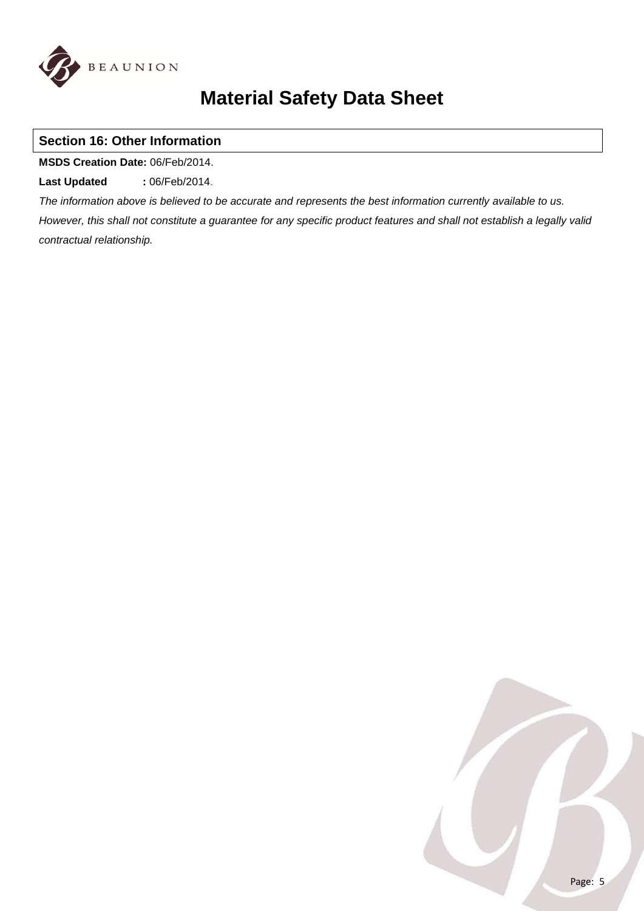# Material Safety Data Sheet

## Section 16: Other Information

**MSDS Creation Date:** 06/Feb/2014.

**Last Updated :** 06/Feb/2014.

*The information above is believed to be accurate and represents the best information currently available to us. However, this shall not constitute a guarantee for any specific product features and shall not establish a legally valid contractual relationship.*